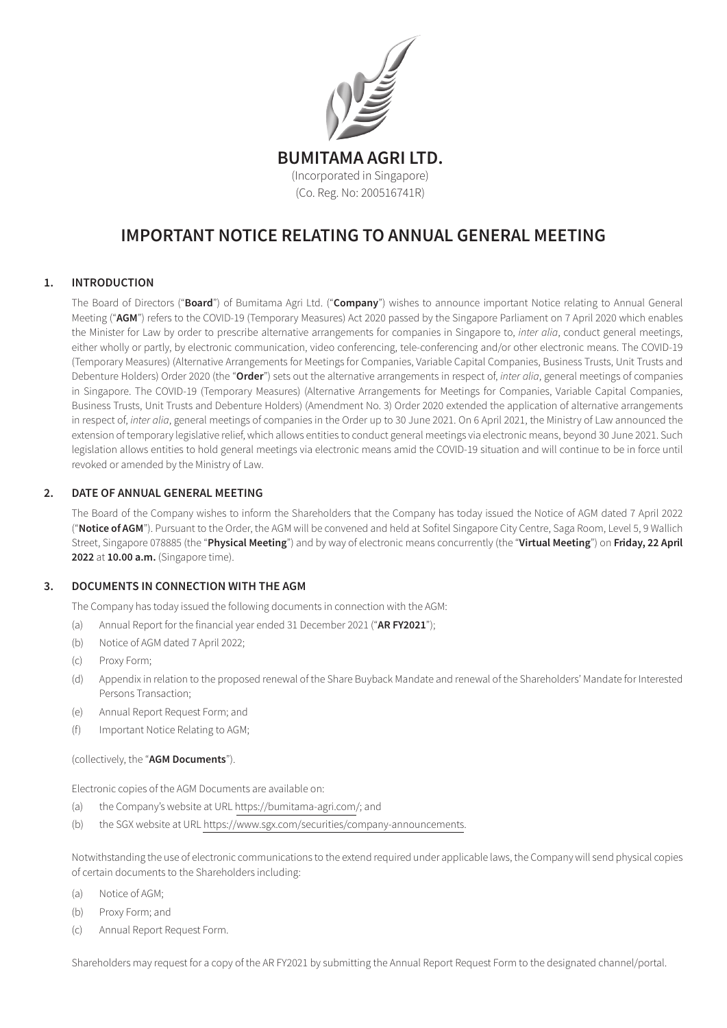**BUMITAMA AGRI LTD.**

(Incorporated in Singapore)

(Co. Reg. No: 200516741R)

# IMPORTANT NOTICE RELATING TO ANNUAL GENERAL MEETING

## 1. INTRODUCTION

The Board of Directors ("**Board**") of Bumitama Agri Ltd. ("**Company**") wishes to announce important Notice relating to Annual General Meeting ("**AGM**") refers to the COVID-19 (Temporary Measures) Act 2020 passed by the Singapore Parliament on 7 April 2020 which enables the Minister for Law by order to prescribe alternative arrangements for companies in Singapore to, *inter alia*, conduct general meetings, either wholly or partly, by electronic communication, video conferencing, tele-conferencing and/or other electronic means. The COVID-19 (Temporary Measures) (Alternative Arrangements for Meetings for Companies, Variable Capital Companies, Business Trusts, Unit Trusts and Debenture Holders) Order 2020 (the "**Order**") sets out the alternative arrangements in respect of, *inter alia*, general meetings of companies in Singapore. The COVID-19 (Temporary Measures) (Alternative Arrangements for Meetings for Companies, Variable Capital Companies, Business Trusts, Unit Trusts and Debenture Holders) (Amendment No. 3) Order 2020 extended the application of alternative arrangements in respect of, *inter alia*, general meetings of companies in the Order up to 30 June 2021. On 6 April 2021, the Ministry of Law announced the extension of temporary legislative relief, which allows entities to conduct general meetings via electronic means, beyond 30 June 2021. Such legislation allows entities to hold general meetings via electronic means amid the COVID-19 situation and will continue to be in force until revoked or amended by the Ministry of Law.

## 2. DATE OF ANNUAL GENERAL MEETING

The Board of the Company wishes to inform the Shareholders that the Company has today issued the Notice of AGM dated 7 April 2022 ("**Notice of AGM**"). Pursuant to the Order, the AGM will be convened and held at Sofitel Singapore City Centre, Saga Room, Level 5, 9 Wallich Street, Singapore 078885 (the "**Physical Meeting**") and by way of electronic means concurrently (the "**Virtual Meeting**") on **Friday, 22 April 2022** at **10.00 a.m.** (Singapore time).

## 3. DOCUMENTS IN CONNECTION WITH THE AGM

The Company has today issued the following documents in connection with the AGM:

(a) Annual Report for the financial year ended 31 December 2021 ("**AR FY2021**");

(b) Notice of AGM dated 7 April 2022;

(c) Proxy Form;

(d) Appendix in relation to the proposed renewal of the Share Buyback Mandate and renewal of the Shareholders' Mandate for Interested Persons Transaction;

(e) Annual Report Request Form; and

(f) Important Notice Relating to AGM;

(collectively, the "**AGM Documents**").

Electronic copies of the AGM Documents are available on:

(a) the Company's website at URL https://bumitama-agri.com/; and

(b) the SGX website at URL https://www.sgx.com/securities/company-announcements.

Notwithstanding the use of electronic communications to the extend required under applicable laws, the Company will send physical copies of certain documents to the Shareholders including:

(a) Notice of AGM;

(b) Proxy Form; and

(c) Annual Report Request Form.

Shareholders may request for a copy of the AR FY2021 by submitting the Annual Report Request Form to the designated channel/portal.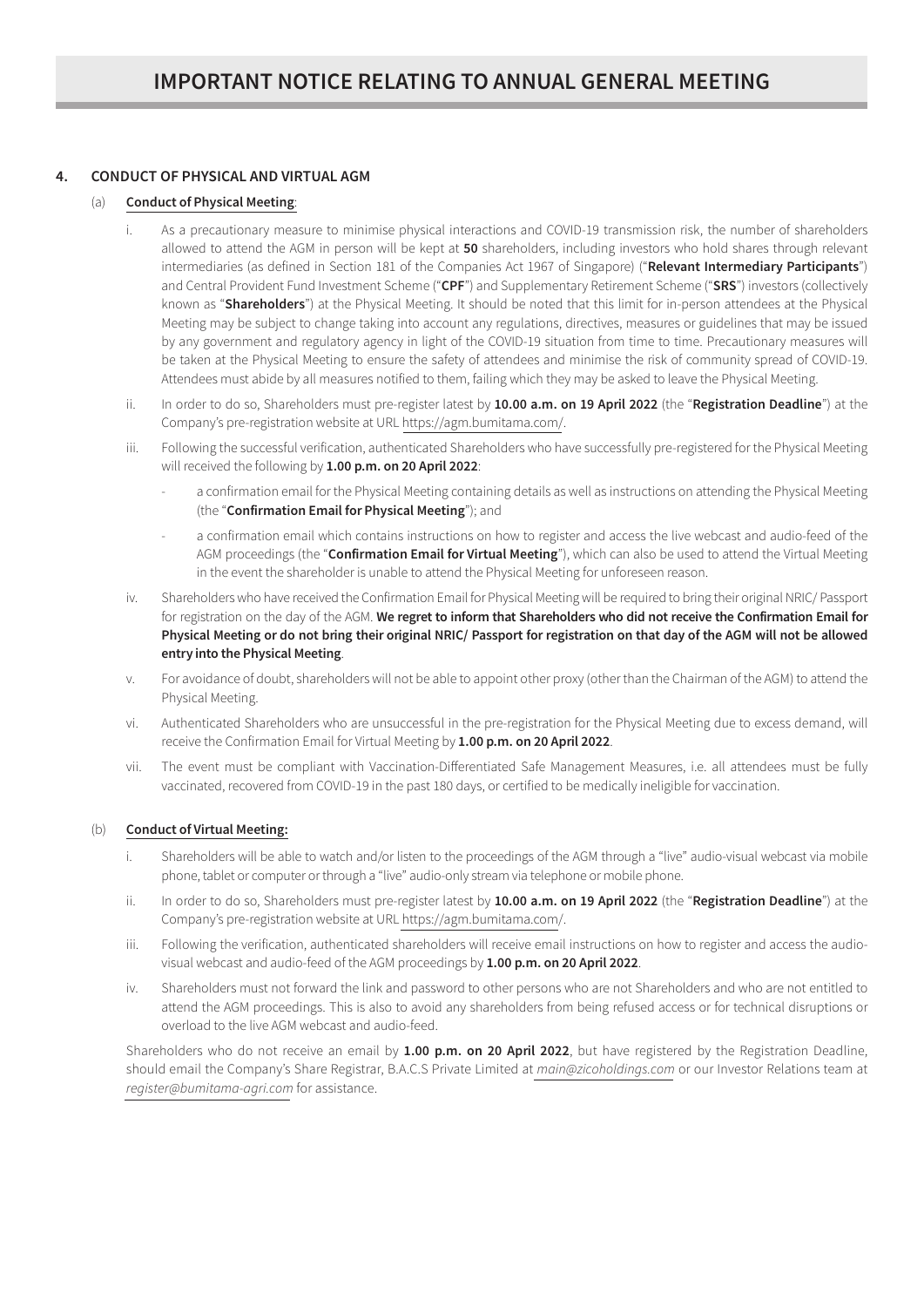# IMPORTANT NOTICE RELATING TO ANNUAL GENERAL MEETING

**4. CONDUCT OF PHYSICAL AND VIRTUAL AGM**

(a) **Conduct of Physical Meeting**:

i. As a precautionary measure to minimise physical interactions and COVID-19 transmission risk, the number of shareholders allowed to attend the AGM in person will be kept at **50** shareholders, including investors who hold shares through relevant intermediaries (as defined in Section 181 of the Companies Act 1967 of Singapore) ("**Relevant Intermediary Participants**") and Central Provident Fund Investment Scheme ("**CPF**") and Supplementary Retirement Scheme ("**SRS**") investors (collectively known as "**Shareholders**") at the Physical Meeting. It should be noted that this limit for in-person attendees at the Physical Meeting may be subject to change taking into account any regulations, directives, measures or guidelines that may be issued by any government and regulatory agency in light of the COVID-19 situation from time to time. Precautionary measures will be taken at the Physical Meeting to ensure the safety of attendees and minimise the risk of community spread of COVID-19. Attendees must abide by all measures notified to them, failing which they may be asked to leave the Physical Meeting.

ii. In order to do so, Shareholders must pre-register latest by **10.00 a.m. on 19 April 2022** (the "**Registration Deadline**") at the Company's pre-registration website at URL https://agm.bumitama.com/.

iii. Following the successful verification, authenticated Shareholders who have successfully pre-registered for the Physical Meeting will received the following by **1.00 p.m. on 20 April 2022**:

- a confirmation email for the Physical Meeting containing details as well as instructions on attending the Physical Meeting (the "**Confirmation Email for Physical Meeting**"); and
- a confirmation email which contains instructions on how to register and access the live webcast and audio-feed of the AGM proceedings (the "**Confirmation Email for Virtual Meeting**"), which can also be used to attend the Virtual Meeting in the event the shareholder is unable to attend the Physical Meeting for unforeseen reason.

iv. Shareholders who have received the Confirmation Email for Physical Meeting will be required to bring their original NRIC/ Passport for registration on the day of the AGM. **We regret to inform that Shareholders who did not receive the Confirmation Email for Physical Meeting or do not bring their original NRIC/ Passport for registration on that day of the AGM will not be allowed entry into the Physical Meeting**.

v. For avoidance of doubt, shareholders will not be able to appoint other proxy (other than the Chairman of the AGM) to attend the Physical Meeting.

vi. Authenticated Shareholders who are unsuccessful in the pre-registration for the Physical Meeting due to excess demand, will receive the Confirmation Email for Virtual Meeting by **1.00 p.m. on 20 April 2022**.

vii. The event must be compliant with Vaccination-Differentiated Safe Management Measures, i.e. all attendees must be fully vaccinated, recovered from COVID-19 in the past 180 days, or certified to be medically ineligible for vaccination.

(b) **Conduct of Virtual Meeting:**

i. Shareholders will be able to watch and/or listen to the proceedings of the AGM through a "live" audio-visual webcast via mobile phone, tablet or computer or through a "live" audio-only stream via telephone or mobile phone.

ii. In order to do so, Shareholders must pre-register latest by **10.00 a.m. on 19 April 2022** (the "**Registration Deadline**") at the Company's pre-registration website at URL https://agm.bumitama.com/.

iii. Following the verification, authenticated shareholders will receive email instructions on how to register and access the audio-visual webcast and audio-feed of the AGM proceedings by **1.00 p.m. on 20 April 2022**.

iv. Shareholders must not forward the link and password to other persons who are not Shareholders and who are not entitled to attend the AGM proceedings. This is also to avoid any shareholders from being refused access or for technical disruptions or overload to the live AGM webcast and audio-feed.

Shareholders who do not receive an email by **1.00 p.m. on 20 April 2022**, but have registered by the Registration Deadline, should email the Company's Share Registrar, B.A.C.S Private Limited at *main@zicoholdings.com* or our Investor Relations team at *register@bumitama-agri.com* for assistance.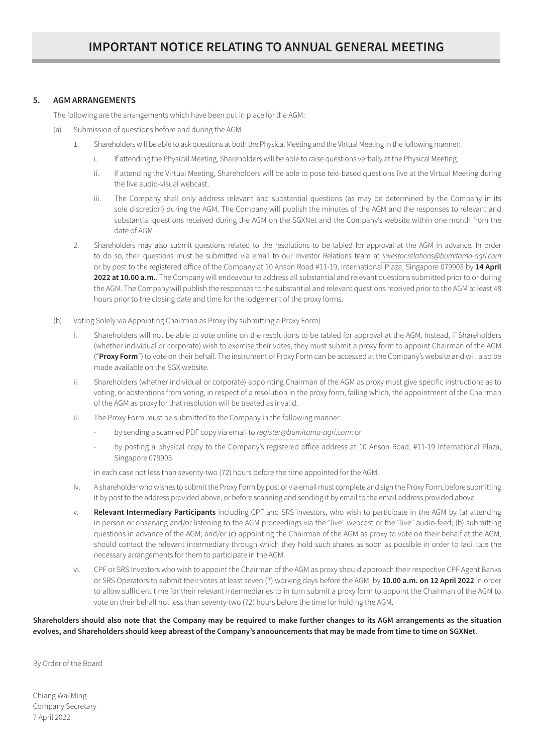# IMPORTANT NOTICE RELATING TO ANNUAL GENERAL MEETING

**5. AGM ARRANGEMENTS**

The following are the arrangements which have been put in place for the AGM:

(a) Submission of questions before and during the AGM

1. Shareholders will be able to ask questions at both the Physical Meeting and the Virtual Meeting in the following manner:

   i. If attending the Physical Meeting, Shareholders will be able to raise questions verbally at the Physical Meeting.

   ii. If attending the Virtual Meeting, Shareholders will be able to pose text-based questions live at the Virtual Meeting during the live audio-visual webcast.

   iii. The Company shall only address relevant and substantial questions (as may be determined by the Company in its sole discretion) during the AGM. The Company will publish the minutes of the AGM and the responses to relevant and substantial questions received during the AGM on the SGXNet and the Company's website within one month from the date of AGM.

2. Shareholders may also submit questions related to the resolutions to be tabled for approval at the AGM in advance. In order to do so, their questions must be submitted via email to our Investor Relations team at *investor.relations@bumitama-agri.com* or by post to the registered office of the Company at 10 Anson Road #11-19, International Plaza, Singapore 079903 by **14 April 2022 at 10.00 a.m.**. The Company will endeavour to address all substantial and relevant questions submitted prior to or during the AGM. The Company will publish the responses to the substantial and relevant questions received prior to the AGM at least 48 hours prior to the closing date and time for the lodgement of the proxy forms.

(b) Voting Solely via Appointing Chairman as Proxy (by submitting a Proxy Form)

   i. Shareholders will not be able to vote online on the resolutions to be tabled for approval at the AGM. Instead, if Shareholders (whether individual or corporate) wish to exercise their votes, they must submit a proxy form to appoint Chairman of the AGM ("**Proxy Form**") to vote on their behalf. The instrument of Proxy Form can be accessed at the Company's website and will also be made available on the SGX website.

   ii. Shareholders (whether individual or corporate) appointing Chairman of the AGM as proxy must give specific instructions as to voting, or abstentions from voting, in respect of a resolution in the proxy form, failing which, the appointment of the Chairman of the AGM as proxy for that resolution will be treated as invalid.

   iii. The Proxy Form must be submitted to the Company in the following manner:

   - by sending a scanned PDF copy via email to *register@bumitama-agri.com*; or
   - by posting a physical copy to the Company's registered office address at 10 Anson Road, #11-19 International Plaza, Singapore 079903

   in each case not less than seventy-two (72) hours before the time appointed for the AGM.

   iv. A shareholder who wishes to submit the Proxy Form by post or via email must complete and sign the Proxy Form, before submitting it by post to the address provided above, or before scanning and sending it by email to the email address provided above.

   v. **Relevant Intermediary Participants** including CPF and SRS investors, who wish to participate in the AGM by (a) attending in person or observing and/or listening to the AGM proceedings via the "live" webcast or the "live" audio-feed; (b) submitting questions in advance of the AGM; and/or (c) appointing the Chairman of the AGM as proxy to vote on their behalf at the AGM, should contact the relevant intermediary through which they hold such shares as soon as possible in order to facilitate the necessary arrangements for them to participate in the AGM.

   vi. CPF or SRS investors who wish to appoint the Chairman of the AGM as proxy should approach their respective CPF Agent Banks or SRS Operators to submit their votes at least seven (7) working days before the AGM, by **10.00 a.m. on 12 April 2022** in order to allow sufficient time for their relevant intermediaries to in turn submit a proxy form to appoint the Chairman of the AGM to vote on their behalf not less than seventy-two (72) hours before the time for holding the AGM.

**Shareholders should also note that the Company may be required to make further changes to its AGM arrangements as the situation evolves, and Shareholders should keep abreast of the Company's announcements that may be made from time to time on SGXNet**.

By Order of the Board

Chiang Wai Ming
Company Secretary
7 April 2022